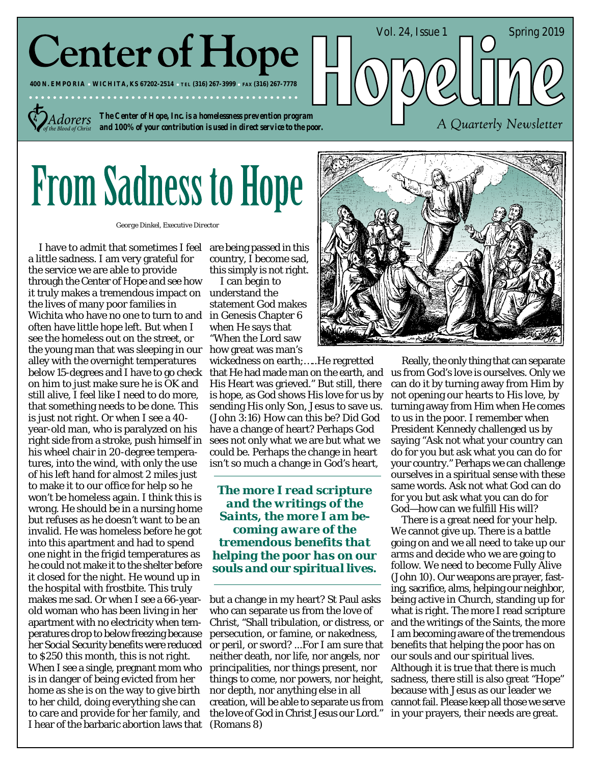# Center of Hope

400 N. EMPORIA • WICHITA, KS 67202-2514 • TEL (316) 267-3999 • FAX (316) 267-7778

Adorers of the Blood of Christ

***The Center of Hope, Inc. is a homelessness prevention program and 100% of your contribution is used in direct service to the poor.***

# Hopeline

Vol. 24, Issue 1 Spring 2019

*A Quarterly Newsletter*

# From Sadness to Hope

George Dinkel, Executive Director

I have to admit that sometimes I feel a little sadness. I am very grateful for the service we are able to provide through the Center of Hope and see how it truly makes a tremendous impact on the lives of many poor families in Wichita who have no one to turn to and often have little hope left. But when I see the homeless out on the street, or the young man that was sleeping in our alley with the overnight temperatures below 15-degrees and I have to go check on him to just make sure he is OK and still alive, I feel like I need to do more, that something needs to be done. This is just not right. Or when I see a 40-year-old man, who is paralyzed on his right side from a stroke, push himself in his wheel chair in 20-degree temperatures, into the wind, with only the use of his left hand for almost 2 miles just to make it to our office for help so he won't be homeless again. I think this is wrong. He should be in a nursing home but refuses as he doesn't want to be an invalid. He was homeless before he got into this apartment and had to spend one night in the frigid temperatures as he could not make it to the shelter before it closed for the night. He wound up in the hospital with frostbite. This truly makes me sad. Or when I see a 66-year-old woman who has been living in her apartment with no electricity when temperatures drop to below freezing because her Social Security benefits were reduced to $250 this month, this is not right. When I see a single, pregnant mom who is in danger of being evicted from her home as she is on the way to give birth to her child, doing everything she can to care and provide for her family, and I hear of the barbaric abortion laws that are being passed in this country, I become sad, this simply is not right.

I can begin to understand the statement God makes in Genesis Chapter 6 when He says that "When the Lord saw how great was man's wickedness on earth;…..He regretted that He had made man on the earth, and His Heart was grieved." But still, there is hope, as God shows His love for us by sending His only Son, Jesus to save us. (John 3:16) How can this be? Did God have a change of heart? Perhaps God sees not only what we are but what we could be. Perhaps the change in heart isn't so much a change in God's heart, but a change in my heart? St Paul asks who can separate us from the love of Christ, "Shall tribulation, or distress, or persecution, or famine, or nakedness, or peril, or sword? ...For I am sure that neither death, nor life, nor angels, nor principalities, nor things present, nor things to come, nor powers, nor height, nor depth, nor anything else in all creation, will be able to separate us from the love of God in Christ Jesus our Lord." (Romans 8)

> ***The more I read scripture and the writings of the Saints, the more I am becoming aware of the tremendous benefits that helping the poor has on our souls and our spiritual lives.***

Really, the only thing that can separate us from God's love is ourselves. Only we can do it by turning away from Him by not opening our hearts to His love, by turning away from Him when He comes to us in the poor. I remember when President Kennedy challenged us by saying "Ask not what your country can do for you but ask what you can do for your country." Perhaps we can challenge ourselves in a spiritual sense with these same words. Ask not what God can do for you but ask what you can do for God—how can we fulfill His will?

There is a great need for your help. We cannot give up. There is a battle going on and we all need to take up our arms and decide who we are going to follow. We need to become Fully Alive (John 10). Our weapons are prayer, fasting, sacrifice, alms, helping our neighbor, being active in Church, standing up for what is right. The more I read scripture and the writings of the Saints, the more I am becoming aware of the tremendous benefits that helping the poor has on our souls and our spiritual lives. Although it is true that there is much sadness, there still is also great "Hope" because with Jesus as our leader we cannot fail. Please keep all those we serve in your prayers, their needs are great.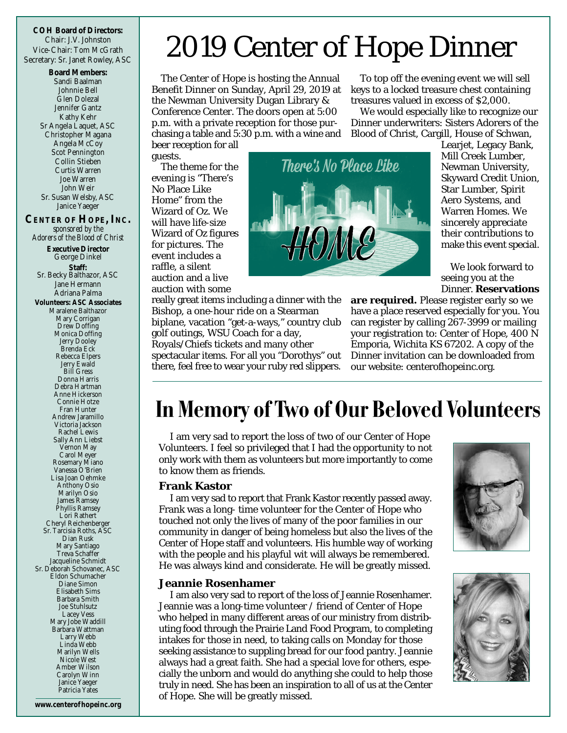**COH Board of Directors:**
Chair: J.V. Johnston
Vice-Chair: Tom McGrath
Secretary: Sr. Janet Rowley, ASC

**Board Members:**
Sandi Baalman
Johnnie Bell
Glen Dolezal
Jennifer Gantz
Kathy Kehr
Sr Angela Laquet, ASC
Christopher Magana
Angela McCoy
Scot Pennington
Collin Stieben
Curtis Warren
Joe Warren
John Weir
Sr. Susan Welsby, ASC
Janice Yaeger

**CENTER OF HOPE, INC.**
*sponsored by the Adorers of the Blood of Christ*

**Executive Director**
George Dinkel

**Staff:**
Sr. Becky Balthazor, ASC
Jane Hermann
Adriana Palma

**Volunteers: ASC Associates**
Maralene Balthazor
Mary Corrigan
Drew Doffing
Monica Doffing
Jerry Dooley
Brenda Eck
Rebecca Elpers
Jerry Ewald
Bill Gress
Donna Harris
Debra Hartman
Anne Hickerson
Connie Hotze
Fran Hunter
Andrew Jaramillo
Victoria Jackson
Rachel Lewis
Sally Ann Liebst
Vernon May
Carol Meyer
Rosemary Miano
Vanessa O'Brien
Lisa Joan Oehmke
Anthony Osio
Marilyn Osio
James Ramsey
Phyllis Ramsey
Lori Rathert
Cheryl Reichenberger
Sr. Tarcisia Roths, ASC
Dian Rusk
Mary Santiago
Treva Schaffer
Jacqueline Schmidt
Sr. Deborah Schovanec, ASC
Eldon Schumacher
Diane Simon
Elisabeth Sims
Barbara Smith
Joe Stuhlsutz
Lacey Vess
Mary Jobe Waddill
Barbara Wattman
Larry Webb
Linda Webb
Marilyn Wells
Nicole West
Amber Wilson
Carolyn Winn
Janice Yaeger
Patricia Yates

**www.centerofhopeinc.org**

# 2019 Center of Hope Dinner

The Center of Hope is hosting the Annual Benefit Dinner on Sunday, April 29, 2019 at the Newman University Dugan Library & Conference Center. The doors open at 5:00 p.m. with a private reception for those purchasing a table and 5:30 p.m. with a wine and beer reception for all guests.

The theme for the evening is "There's No Place Like Home" from the Wizard of Oz. We will have life-size Wizard of Oz figures for pictures. The event includes a raffle, a silent auction and a live auction with some really great items including a dinner with the Bishop, a one-hour ride on a Stearman biplane, vacation "get-a-ways," country club golf outings, WSU Coach for a day, Royals/Chiefs tickets and many other spectacular items. For all you "Dorothys" out there, feel free to wear your ruby red slippers.

To top off the evening event we will sell keys to a locked treasure chest containing treasures valued in excess of $2,000.

We would especially like to recognize our Dinner underwriters: Sisters Adorers of the Blood of Christ, Cargill, House of Schwan, Learjet, Legacy Bank, Mill Creek Lumber, Newman University, Skyward Credit Union, Star Lumber, Spirit Aero Systems, and Warren Homes. We sincerely appreciate their contributions to make this event special.

We look forward to seeing you at the Dinner. **Reservations are required.** Please register early so we have a place reserved especially for you. You can register by calling 267-3999 or mailing your registration to: Center of Hope, 400 N Emporia, Wichita KS 67202. A copy of the Dinner invitation can be downloaded from our website: centerofhopeinc.org.

# In Memory of Two of Our Beloved Volunteers

I am very sad to report the loss of two of our Center of Hope Volunteers. I feel so privileged that I had the opportunity to not only work with them as volunteers but more importantly to come to know them as friends.

### Frank Kastor

I am very sad to report that Frank Kastor recently passed away. Frank was a long- time volunteer for the Center of Hope who touched not only the lives of many of the poor families in our community in danger of being homeless but also the lives of the Center of Hope staff and volunteers. His humble way of working with the people and his playful wit will always be remembered. He was always kind and considerate. He will be greatly missed.

### Jeannie Rosenhamer

I am also very sad to report of the loss of Jeannie Rosenhamer. Jeannie was a long-time volunteer / friend of Center of Hope who helped in many different areas of our ministry from distributing food through the Prairie Land Food Program, to completing intakes for those in need, to taking calls on Monday for those seeking assistance to suppling bread for our food pantry. Jeannie always had a great faith. She had a special love for others, especially the unborn and would do anything she could to help those truly in need. She has been an inspiration to all of us at the Center of Hope. She will be greatly missed.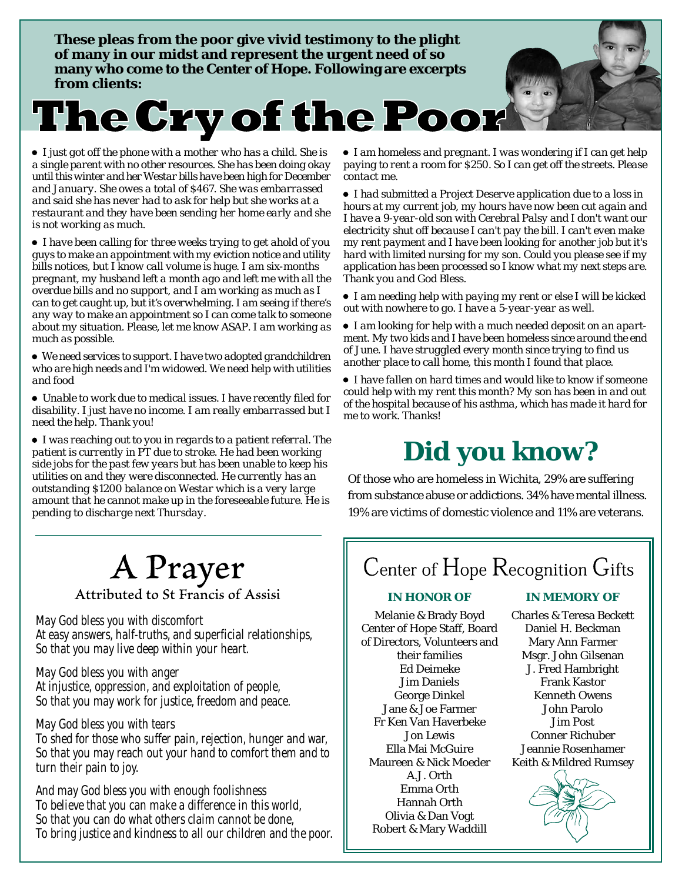**These pleas from the poor give vivid testimony to the plight of many in our midst and represent the urgent need of so many who come to the Center of Hope. Following are excerpts from clients:**

# The Cry of the Poor

- *I just got off the phone with a mother who has a child. She is a single parent with no other resources. She has been doing okay until this winter and her Westar bills have been high for December and January. She owes a total of $467. She was embarrassed and said she has never had to ask for help but she works at a restaurant and they have been sending her home early and she is not working as much.*

- *I have been calling for three weeks trying to get ahold of you guys to make an appointment with my eviction notice and utility bills notices, but I know call volume is huge. I am six-months pregnant, my husband left a month ago and left me with all the overdue bills and no support, and I am working as much as I can to get caught up, but it's overwhelming. I am seeing if there's any way to make an appointment so I can come talk to someone about my situation. Please, let me know ASAP. I am working as much as possible.*

- *We need services to support. I have two adopted grandchildren who are high needs and I'm widowed. We need help with utilities and food*

- *Unable to work due to medical issues. I have recently filed for disability. I just have no income. I am really embarrassed but I need the help. Thank you!*

- *I was reaching out to you in regards to a patient referral. The patient is currently in PT due to stroke. He had been working side jobs for the past few years but has been unable to keep his utilities on and they were disconnected. He currently has an outstanding $1200 balance on Westar which is a very large amount that he cannot make up in the foreseeable future. He is pending to discharge next Thursday.*

- *I am homeless and pregnant. I was wondering if I can get help paying to rent a room for $250. So I can get off the streets. Please contact me.*

- *I had submitted a Project Deserve application due to a loss in hours at my current job, my hours have now been cut again and I have a 9-year-old son with Cerebral Palsy and I don't want our electricity shut off because I can't pay the bill. I can't even make my rent payment and I have been looking for another job but it's hard with limited nursing for my son. Could you please see if my application has been processed so I know what my next steps are. Thank you and God Bless.*

- *I am needing help with paying my rent or else I will be kicked out with nowhere to go. I have a 5-year-year as well.*

- *I am looking for help with a much needed deposit on an apartment. My two kids and I have been homeless since around the end of June. I have struggled every month since trying to find us another place to call home, this month I found that place.*

- *I have fallen on hard times and would like to know if someone could help with my rent this month? My son has been in and out of the hospital because of his asthma, which has made it hard for me to work. Thanks!*

## Did you know?

Of those who are homeless in Wichita, 29% are suffering from substance abuse or addictions. 34% have mental illness. 19% are victims of domestic violence and 11% are veterans.

## A Prayer

### Attributed to St Francis of Assisi

*May God bless you with discomfort*
*At easy answers, half-truths, and superficial relationships,*
*So that you may live deep within your heart.*

*May God bless you with anger*
*At injustice, oppression, and exploitation of people,*
*So that you may work for justice, freedom and peace.*

*May God bless you with tears*
*To shed for those who suffer pain, rejection, hunger and war,*
*So that you may reach out your hand to comfort them and to turn their pain to joy.*

*And may God bless you with enough foolishness*
*To believe that you can make a difference in this world,*
*So that you can do what others claim cannot be done,*
*To bring justice and kindness to all our children and the poor.*

## Center of Hope Recognition Gifts

**IN HONOR OF**

Melanie & Brady Boyd
Center of Hope Staff, Board of Directors, Volunteers and their families
Ed Deimeke
Jim Daniels
George Dinkel
Jane & Joe Farmer
Fr Ken Van Haverbeke
Jon Lewis
Ella Mai McGuire
Maureen & Nick Moeder
A.J. Orth
Emma Orth
Hannah Orth
Olivia & Dan Vogt
Robert & Mary Waddill

**IN MEMORY OF**

Charles & Teresa Beckett
Daniel H. Beckman
Mary Ann Farmer
Msgr. John Gilsenan
J. Fred Hambright
Frank Kastor
Kenneth Owens
John Parolo
Jim Post
Conner Richuber
Jeannie Rosenhamer
Keith & Mildred Rumsey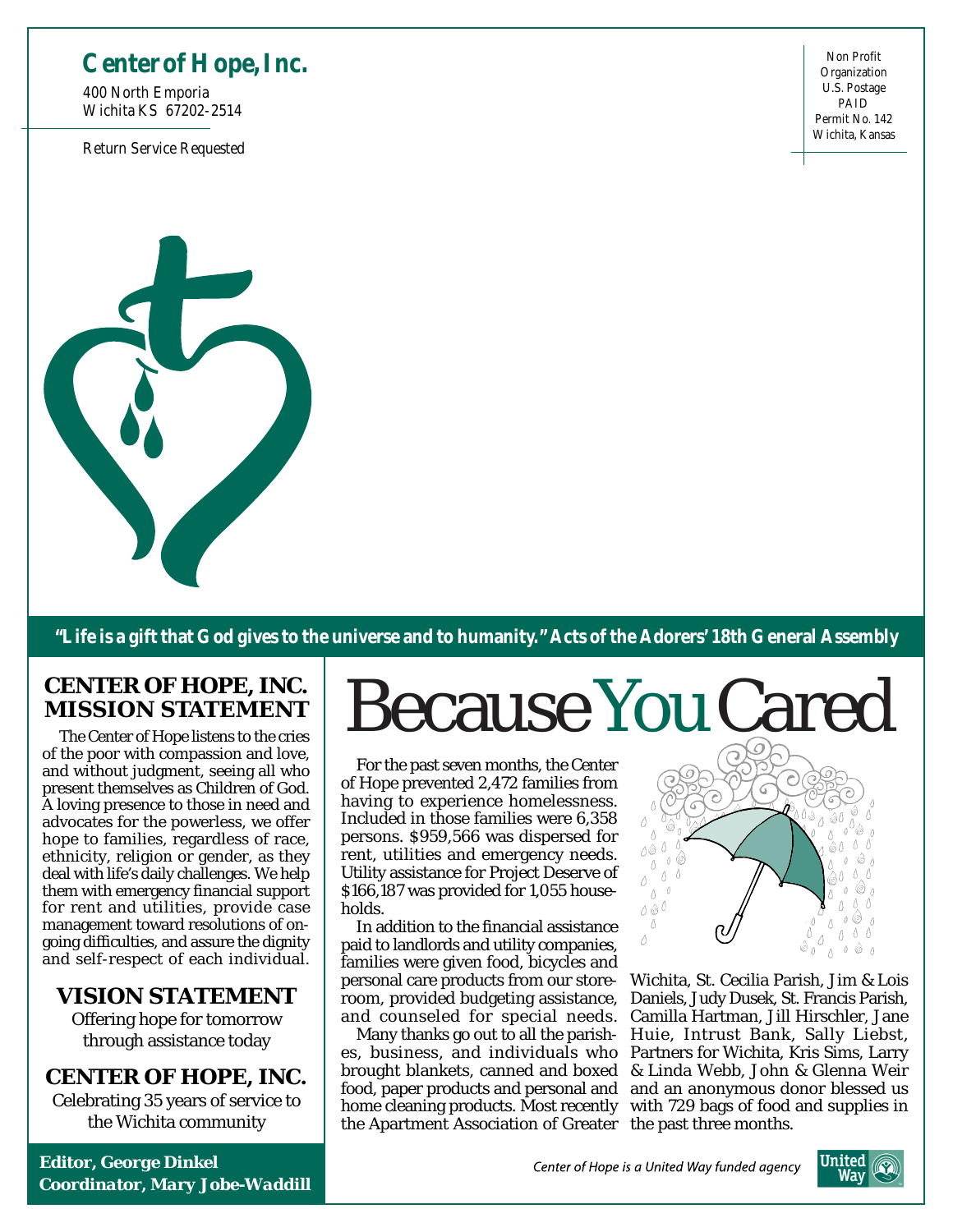**Center of Hope, Inc.**

400 North Emporia
Wichita KS 67202-2514

Return Service Requested

Non Profit
Organization
U.S. Postage
PAID
Permit No. 142
Wichita, Kansas

**"Life is a gift that God gives to the universe and to humanity." Acts of the Adorers' 18th General Assembly**

## CENTER OF HOPE, INC. MISSION STATEMENT

The Center of Hope listens to the cries of the poor with compassion and love, and without judgment, seeing all who present themselves as Children of God. A loving presence to those in need and advocates for the powerless, we offer hope to families, regardless of race, ethnicity, religion or gender, as they deal with life's daily challenges. We help them with emergency financial support for rent and utilities, provide case management toward resolutions of ongoing difficulties, and assure the dignity and self-respect of each individual.

## VISION STATEMENT

Offering hope for tomorrow through assistance today

## CENTER OF HOPE, INC.

Celebrating 35 years of service to the Wichita community

***Editor, George Dinkel***
***Coordinator, Mary Jobe-Waddill***

# Because You Cared

For the past seven months, the Center of Hope prevented 2,472 families from having to experience homelessness. Included in those families were 6,358 persons. $959,566 was dispersed for rent, utilities and emergency needs. Utility assistance for Project Deserve of $166,187 was provided for 1,055 households.

In addition to the financial assistance paid to landlords and utility companies, families were given food, bicycles and personal care products from our storeroom, provided budgeting assistance, and counseled for special needs.

Many thanks go out to all the parishes, business, and individuals who brought blankets, canned and boxed food, paper products and personal and home cleaning products. Most recently the Apartment Association of Greater Wichita, St. Cecilia Parish, Jim & Lois Daniels, Judy Dusek, St. Francis Parish, Camilla Hartman, Jill Hirschler, Jane Huie, Intrust Bank, Sally Liebst, Partners for Wichita, Kris Sims, Larry & Linda Webb, John & Glenna Weir and an anonymous donor blessed us with 729 bags of food and supplies in the past three months.

*Center of Hope is a United Way funded agency*